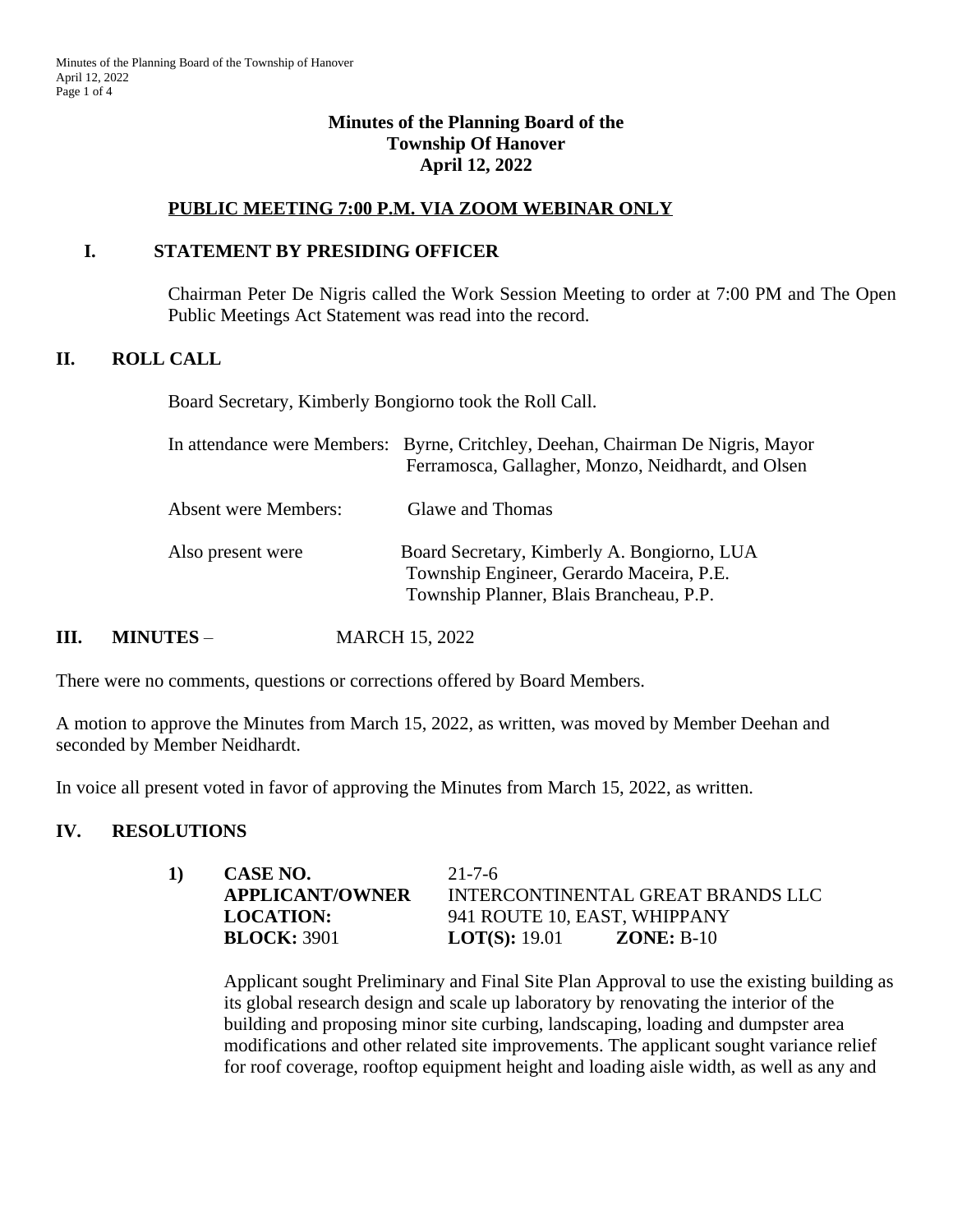**Minutes of the Planning Board of the**
**Township Of Hanover**
**April 12, 2022**

**PUBLIC MEETING 7:00 P.M. VIA ZOOM WEBINAR ONLY**

## I. STATEMENT BY PRESIDING OFFICER

Chairman Peter De Nigris called the Work Session Meeting to order at 7:00 PM and The Open Public Meetings Act Statement was read into the record.

## II. ROLL CALL

Board Secretary, Kimberly Bongiorno took the Roll Call.

In attendance were Members: Byrne, Critchley, Deehan, Chairman De Nigris, Mayor Ferramosca, Gallagher, Monzo, Neidhardt, and Olsen

Absent were Members: Glawe and Thomas

Also present were Board Secretary, Kimberly A. Bongiorno, LUA
Township Engineer, Gerardo Maceira, P.E.
Township Planner, Blais Brancheau, P.P.

## III. MINUTES – MARCH 15, 2022

There were no comments, questions or corrections offered by Board Members.

A motion to approve the Minutes from March 15, 2022, as written, was moved by Member Deehan and seconded by Member Neidhardt.

In voice all present voted in favor of approving the Minutes from March 15, 2022, as written.

## IV. RESOLUTIONS

**1) CASE NO.** 21-7-6
**APPLICANT/OWNER** INTERCONTINENTAL GREAT BRANDS LLC
**LOCATION:** 941 ROUTE 10, EAST, WHIPPANY
**BLOCK:** 3901 **LOT(S):** 19.01 **ZONE:** B-10

Applicant sought Preliminary and Final Site Plan Approval to use the existing building as its global research design and scale up laboratory by renovating the interior of the building and proposing minor site curbing, landscaping, loading and dumpster area modifications and other related site improvements. The applicant sought variance relief for roof coverage, rooftop equipment height and loading aisle width, as well as any and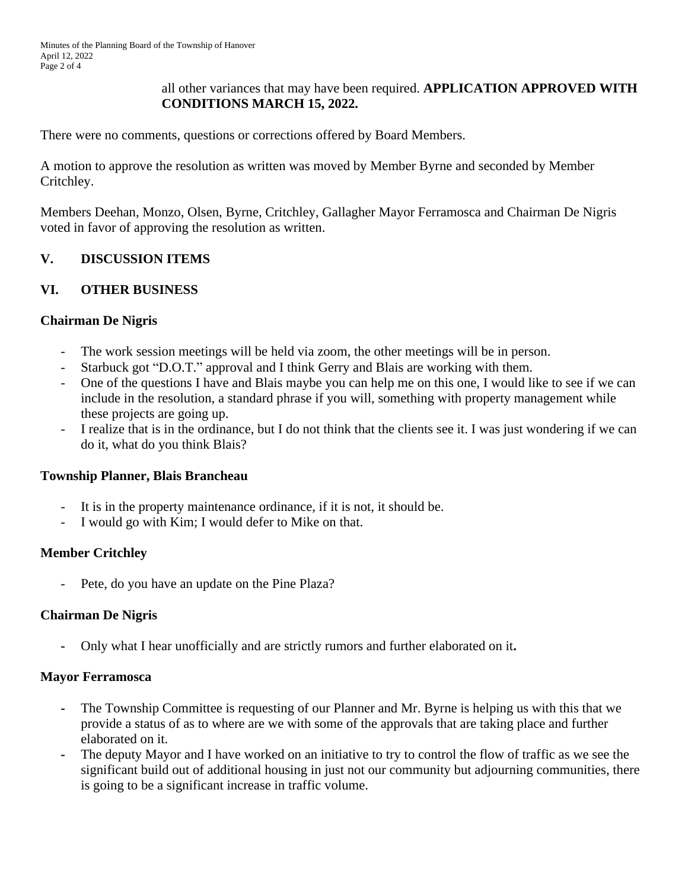all other variances that may have been required. **APPLICATION APPROVED WITH CONDITIONS MARCH 15, 2022.**

There were no comments, questions or corrections offered by Board Members.

A motion to approve the resolution as written was moved by Member Byrne and seconded by Member Critchley.

Members Deehan, Monzo, Olsen, Byrne, Critchley, Gallagher Mayor Ferramosca and Chairman De Nigris voted in favor of approving the resolution as written.

## V. DISCUSSION ITEMS

## VI. OTHER BUSINESS

**Chairman De Nigris**

- The work session meetings will be held via zoom, the other meetings will be in person.
- Starbuck got "D.O.T." approval and I think Gerry and Blais are working with them.
- One of the questions I have and Blais maybe you can help me on this one, I would like to see if we can include in the resolution, a standard phrase if you will, something with property management while these projects are going up.
- I realize that is in the ordinance, but I do not think that the clients see it. I was just wondering if we can do it, what do you think Blais?

**Township Planner, Blais Brancheau**

- It is in the property maintenance ordinance, if it is not, it should be.
- I would go with Kim; I would defer to Mike on that.

**Member Critchley**

- Pete, do you have an update on the Pine Plaza?

**Chairman De Nigris**

- Only what I hear unofficially and are strictly rumors and further elaborated on it**.**

**Mayor Ferramosca**

- The Township Committee is requesting of our Planner and Mr. Byrne is helping us with this that we provide a status of as to where are we with some of the approvals that are taking place and further elaborated on it.
- The deputy Mayor and I have worked on an initiative to try to control the flow of traffic as we see the significant build out of additional housing in just not our community but adjourning communities, there is going to be a significant increase in traffic volume.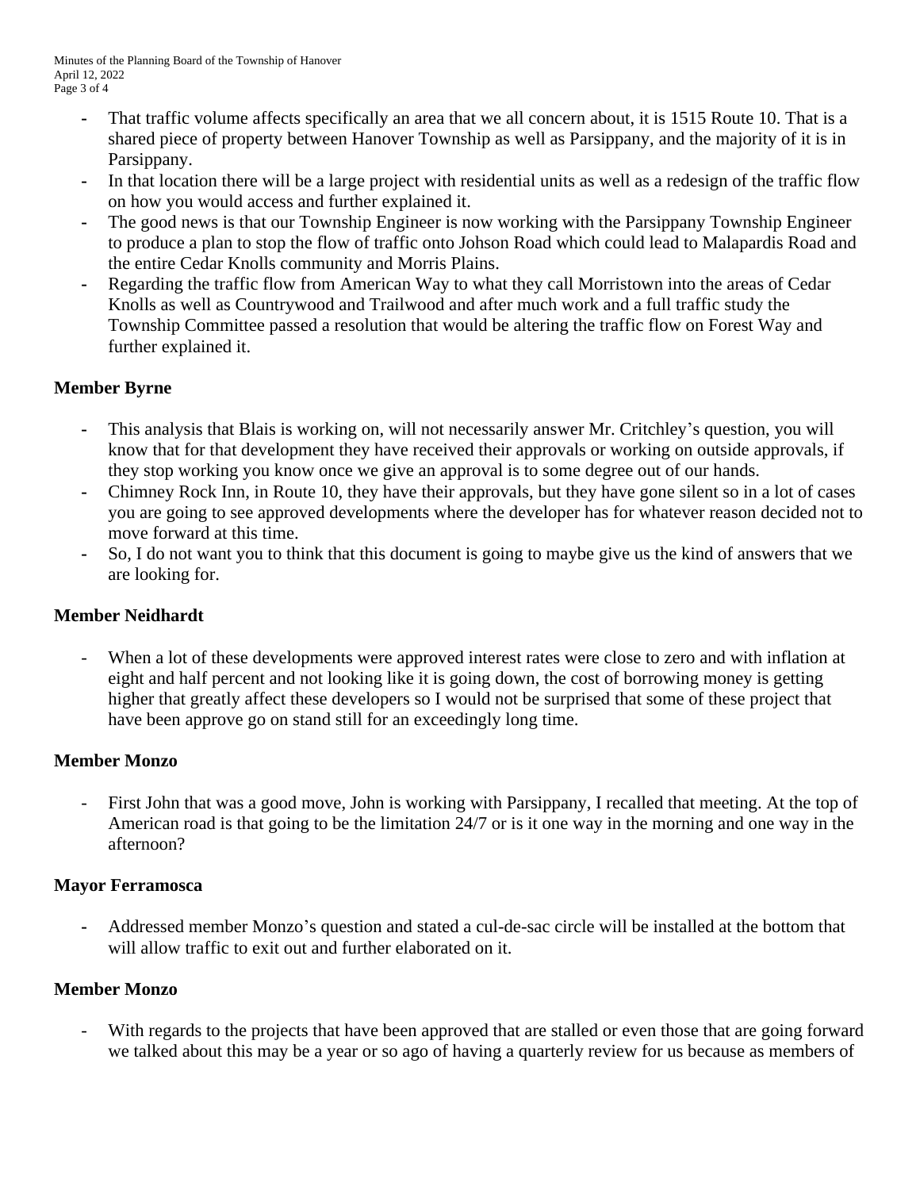- That traffic volume affects specifically an area that we all concern about, it is 1515 Route 10. That is a shared piece of property between Hanover Township as well as Parsippany, and the majority of it is in Parsippany.
- In that location there will be a large project with residential units as well as a redesign of the traffic flow on how you would access and further explained it.
- The good news is that our Township Engineer is now working with the Parsippany Township Engineer to produce a plan to stop the flow of traffic onto Johson Road which could lead to Malapardis Road and the entire Cedar Knolls community and Morris Plains.
- Regarding the traffic flow from American Way to what they call Morristown into the areas of Cedar Knolls as well as Countrywood and Trailwood and after much work and a full traffic study the Township Committee passed a resolution that would be altering the traffic flow on Forest Way and further explained it.

**Member Byrne**

- This analysis that Blais is working on, will not necessarily answer Mr. Critchley's question, you will know that for that development they have received their approvals or working on outside approvals, if they stop working you know once we give an approval is to some degree out of our hands.
- Chimney Rock Inn, in Route 10, they have their approvals, but they have gone silent so in a lot of cases you are going to see approved developments where the developer has for whatever reason decided not to move forward at this time.
- So, I do not want you to think that this document is going to maybe give us the kind of answers that we are looking for.

**Member Neidhardt**

- When a lot of these developments were approved interest rates were close to zero and with inflation at eight and half percent and not looking like it is going down, the cost of borrowing money is getting higher that greatly affect these developers so I would not be surprised that some of these project that have been approve go on stand still for an exceedingly long time.

**Member Monzo**

- First John that was a good move, John is working with Parsippany, I recalled that meeting. At the top of American road is that going to be the limitation 24/7 or is it one way in the morning and one way in the afternoon?

**Mayor Ferramosca**

- Addressed member Monzo's question and stated a cul-de-sac circle will be installed at the bottom that will allow traffic to exit out and further elaborated on it.

**Member Monzo**

- With regards to the projects that have been approved that are stalled or even those that are going forward we talked about this may be a year or so ago of having a quarterly review for us because as members of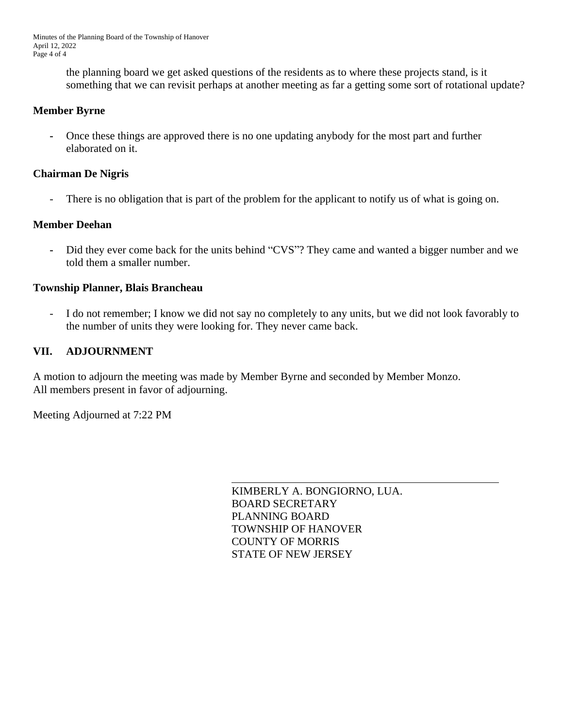the planning board we get asked questions of the residents as to where these projects stand, is it something that we can revisit perhaps at another meeting as far a getting some sort of rotational update?

**Member Byrne**

- Once these things are approved there is no one updating anybody for the most part and further elaborated on it.

**Chairman De Nigris**

- There is no obligation that is part of the problem for the applicant to notify us of what is going on.

**Member Deehan**

- Did they ever come back for the units behind "CVS"? They came and wanted a bigger number and we told them a smaller number.

**Township Planner, Blais Brancheau**

- I do not remember; I know we did not say no completely to any units, but we did not look favorably to the number of units they were looking for. They never came back.

## VII. ADJOURNMENT

A motion to adjourn the meeting was made by Member Byrne and seconded by Member Monzo.
All members present in favor of adjourning.

Meeting Adjourned at 7:22 PM

KIMBERLY A. BONGIORNO, LUA.
BOARD SECRETARY
PLANNING BOARD
TOWNSHIP OF HANOVER
COUNTY OF MORRIS
STATE OF NEW JERSEY